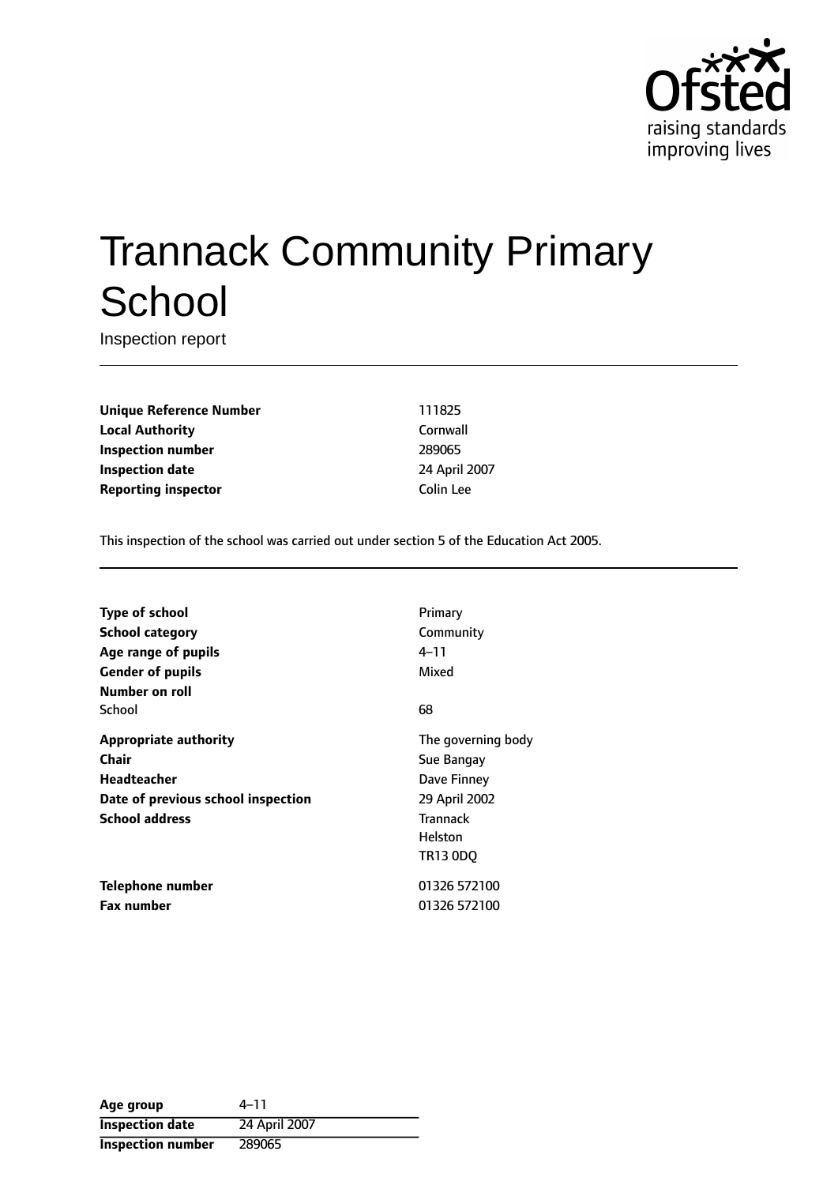# Trannack Community Primary School

Inspection report

| | |
|---|---|
| **Unique Reference Number** | 111825 |
| **Local Authority** | Cornwall |
| **Inspection number** | 289065 |
| **Inspection date** | 24 April 2007 |
| **Reporting inspector** | Colin Lee |

This inspection of the school was carried out under section 5 of the Education Act 2005.

| | |
|---|---|
| **Type of school** | Primary |
| **School category** | Community |
| **Age range of pupils** | 4–11 |
| **Gender of pupils** | Mixed |
| **Number on roll** | |
| School | 68 |
| **Appropriate authority** | The governing body |
| **Chair** | Sue Bangay |
| **Headteacher** | Dave Finney |
| **Date of previous school inspection** | 29 April 2002 |
| **School address** | Trannack<br>Helston<br>TR13 0DQ |
| **Telephone number** | 01326 572100 |
| **Fax number** | 01326 572100 |

| | |
|---|---|
| **Age group** | 4–11 |
| **Inspection date** | 24 April 2007 |
| **Inspection number** | 289065 |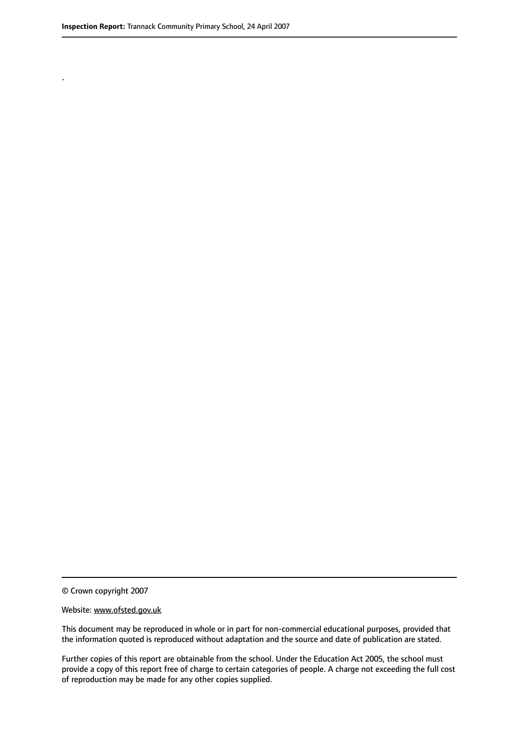.

© Crown copyright 2007

Website: www.ofsted.gov.uk

This document may be reproduced in whole or in part for non-commercial educational purposes, provided that the information quoted is reproduced without adaptation and the source and date of publication are stated.

Further copies of this report are obtainable from the school. Under the Education Act 2005, the school must provide a copy of this report free of charge to certain categories of people. A charge not exceeding the full cost of reproduction may be made for any other copies supplied.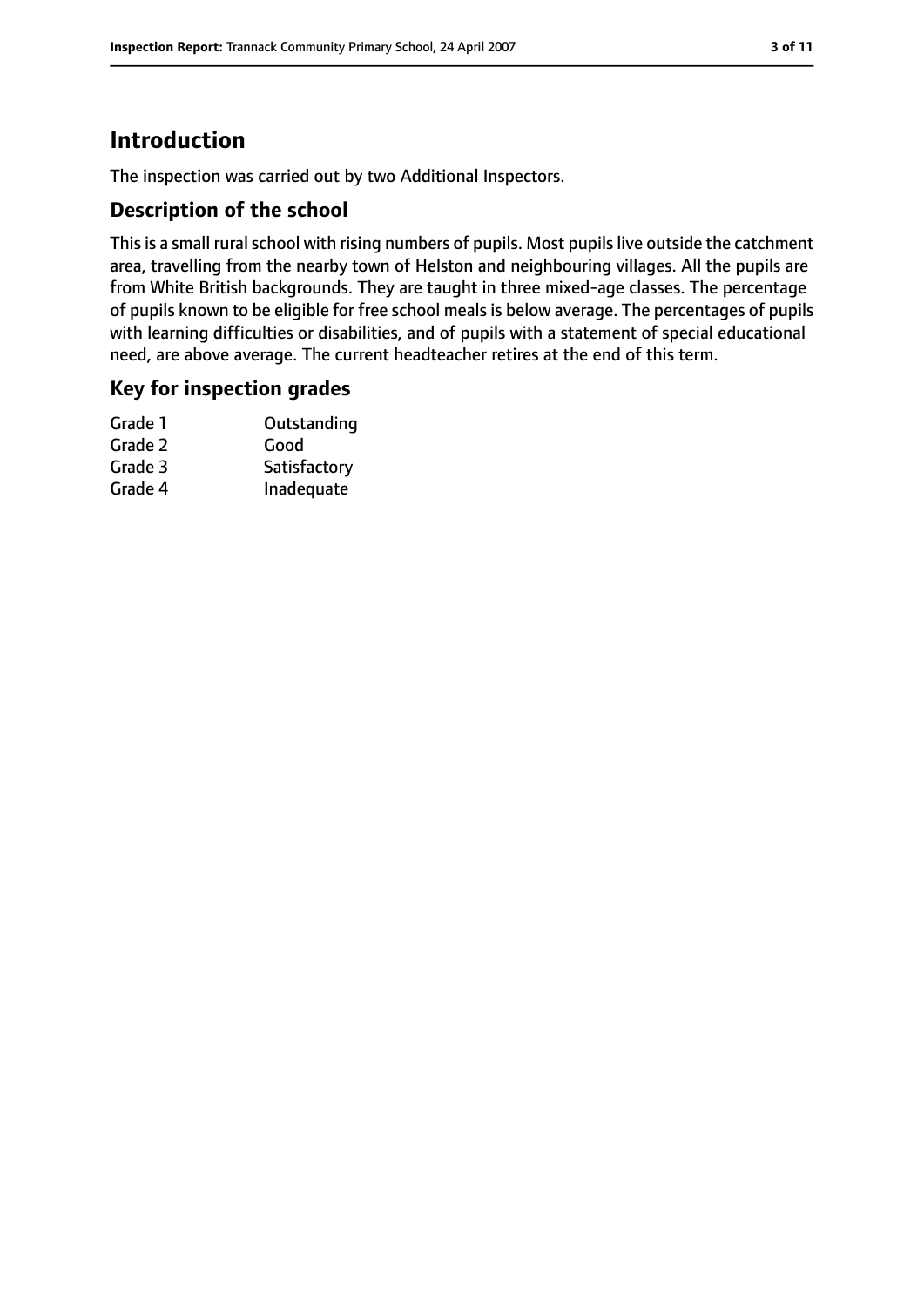# Introduction

The inspection was carried out by two Additional Inspectors.

## Description of the school

This is a small rural school with rising numbers of pupils. Most pupils live outside the catchment area, travelling from the nearby town of Helston and neighbouring villages. All the pupils are from White British backgrounds. They are taught in three mixed-age classes. The percentage of pupils known to be eligible for free school meals is below average. The percentages of pupils with learning difficulties or disabilities, and of pupils with a statement of special educational need, are above average. The current headteacher retires at the end of this term.

## Key for inspection grades

| | |
|---|---|
| Grade 1 | Outstanding |
| Grade 2 | Good |
| Grade 3 | Satisfactory |
| Grade 4 | Inadequate |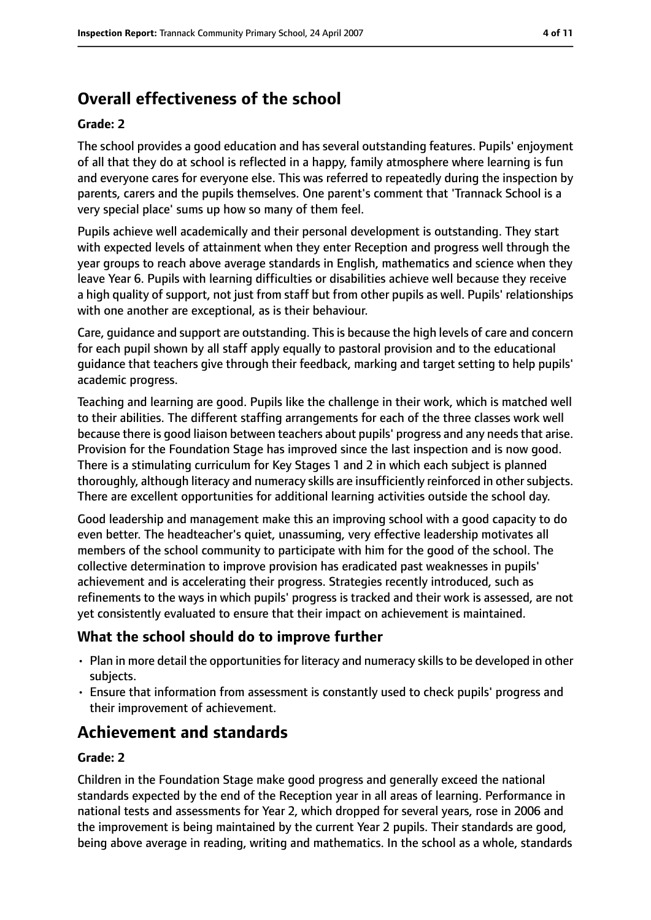## Overall effectiveness of the school

### Grade: 2

The school provides a good education and has several outstanding features. Pupils' enjoyment of all that they do at school is reflected in a happy, family atmosphere where learning is fun and everyone cares for everyone else. This was referred to repeatedly during the inspection by parents, carers and the pupils themselves. One parent's comment that 'Trannack School is a very special place' sums up how so many of them feel.

Pupils achieve well academically and their personal development is outstanding. They start with expected levels of attainment when they enter Reception and progress well through the year groups to reach above average standards in English, mathematics and science when they leave Year 6. Pupils with learning difficulties or disabilities achieve well because they receive a high quality of support, not just from staff but from other pupils as well. Pupils' relationships with one another are exceptional, as is their behaviour.

Care, guidance and support are outstanding. This is because the high levels of care and concern for each pupil shown by all staff apply equally to pastoral provision and to the educational guidance that teachers give through their feedback, marking and target setting to help pupils' academic progress.

Teaching and learning are good. Pupils like the challenge in their work, which is matched well to their abilities. The different staffing arrangements for each of the three classes work well because there is good liaison between teachers about pupils' progress and any needs that arise. Provision for the Foundation Stage has improved since the last inspection and is now good. There is a stimulating curriculum for Key Stages 1 and 2 in which each subject is planned thoroughly, although literacy and numeracy skills are insufficiently reinforced in other subjects. There are excellent opportunities for additional learning activities outside the school day.

Good leadership and management make this an improving school with a good capacity to do even better. The headteacher's quiet, unassuming, very effective leadership motivates all members of the school community to participate with him for the good of the school. The collective determination to improve provision has eradicated past weaknesses in pupils' achievement and is accelerating their progress. Strategies recently introduced, such as refinements to the ways in which pupils' progress is tracked and their work is assessed, are not yet consistently evaluated to ensure that their impact on achievement is maintained.

### What the school should do to improve further

- Plan in more detail the opportunities for literacy and numeracy skills to be developed in other subjects.
- Ensure that information from assessment is constantly used to check pupils' progress and their improvement of achievement.

## Achievement and standards

### Grade: 2

Children in the Foundation Stage make good progress and generally exceed the national standards expected by the end of the Reception year in all areas of learning. Performance in national tests and assessments for Year 2, which dropped for several years, rose in 2006 and the improvement is being maintained by the current Year 2 pupils. Their standards are good, being above average in reading, writing and mathematics. In the school as a whole, standards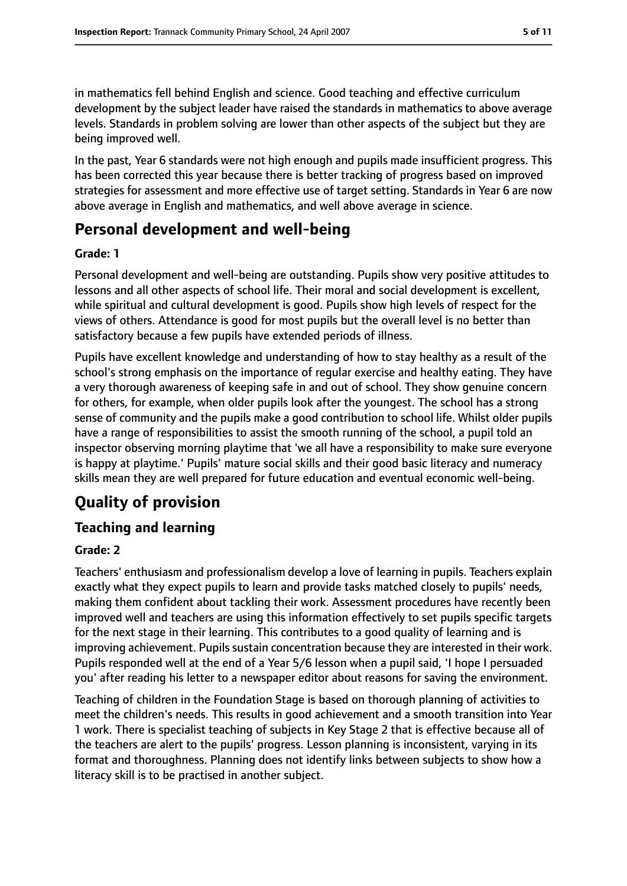in mathematics fell behind English and science. Good teaching and effective curriculum development by the subject leader have raised the standards in mathematics to above average levels. Standards in problem solving are lower than other aspects of the subject but they are being improved well.

In the past, Year 6 standards were not high enough and pupils made insufficient progress. This has been corrected this year because there is better tracking of progress based on improved strategies for assessment and more effective use of target setting. Standards in Year 6 are now above average in English and mathematics, and well above average in science.

# Personal development and well-being

**Grade: 1**

Personal development and well-being are outstanding. Pupils show very positive attitudes to lessons and all other aspects of school life. Their moral and social development is excellent, while spiritual and cultural development is good. Pupils show high levels of respect for the views of others. Attendance is good for most pupils but the overall level is no better than satisfactory because a few pupils have extended periods of illness.

Pupils have excellent knowledge and understanding of how to stay healthy as a result of the school's strong emphasis on the importance of regular exercise and healthy eating. They have a very thorough awareness of keeping safe in and out of school. They show genuine concern for others, for example, when older pupils look after the youngest. The school has a strong sense of community and the pupils make a good contribution to school life. Whilst older pupils have a range of responsibilities to assist the smooth running of the school, a pupil told an inspector observing morning playtime that 'we all have a responsibility to make sure everyone is happy at playtime.' Pupils' mature social skills and their good basic literacy and numeracy skills mean they are well prepared for future education and eventual economic well-being.

# Quality of provision

## Teaching and learning

**Grade: 2**

Teachers' enthusiasm and professionalism develop a love of learning in pupils. Teachers explain exactly what they expect pupils to learn and provide tasks matched closely to pupils' needs, making them confident about tackling their work. Assessment procedures have recently been improved well and teachers are using this information effectively to set pupils specific targets for the next stage in their learning. This contributes to a good quality of learning and is improving achievement. Pupils sustain concentration because they are interested in their work. Pupils responded well at the end of a Year 5/6 lesson when a pupil said, 'I hope I persuaded you' after reading his letter to a newspaper editor about reasons for saving the environment.

Teaching of children in the Foundation Stage is based on thorough planning of activities to meet the children's needs. This results in good achievement and a smooth transition into Year 1 work. There is specialist teaching of subjects in Key Stage 2 that is effective because all of the teachers are alert to the pupils' progress. Lesson planning is inconsistent, varying in its format and thoroughness. Planning does not identify links between subjects to show how a literacy skill is to be practised in another subject.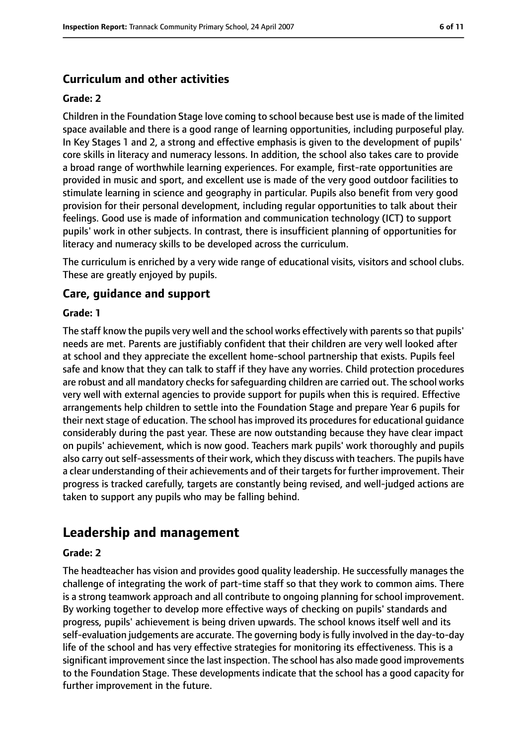### Curriculum and other activities

#### Grade: 2

Children in the Foundation Stage love coming to school because best use is made of the limited space available and there is a good range of learning opportunities, including purposeful play. In Key Stages 1 and 2, a strong and effective emphasis is given to the development of pupils' core skills in literacy and numeracy lessons. In addition, the school also takes care to provide a broad range of worthwhile learning experiences. For example, first-rate opportunities are provided in music and sport, and excellent use is made of the very good outdoor facilities to stimulate learning in science and geography in particular. Pupils also benefit from very good provision for their personal development, including regular opportunities to talk about their feelings. Good use is made of information and communication technology (ICT) to support pupils' work in other subjects. In contrast, there is insufficient planning of opportunities for literacy and numeracy skills to be developed across the curriculum.

The curriculum is enriched by a very wide range of educational visits, visitors and school clubs. These are greatly enjoyed by pupils.

### Care, guidance and support

#### Grade: 1

The staff know the pupils very well and the school works effectively with parents so that pupils' needs are met. Parents are justifiably confident that their children are very well looked after at school and they appreciate the excellent home-school partnership that exists. Pupils feel safe and know that they can talk to staff if they have any worries. Child protection procedures are robust and all mandatory checks for safeguarding children are carried out. The school works very well with external agencies to provide support for pupils when this is required. Effective arrangements help children to settle into the Foundation Stage and prepare Year 6 pupils for their next stage of education. The school has improved its procedures for educational guidance considerably during the past year. These are now outstanding because they have clear impact on pupils' achievement, which is now good. Teachers mark pupils' work thoroughly and pupils also carry out self-assessments of their work, which they discuss with teachers. The pupils have a clear understanding of their achievements and of their targets for further improvement. Their progress is tracked carefully, targets are constantly being revised, and well-judged actions are taken to support any pupils who may be falling behind.

## Leadership and management

#### Grade: 2

The headteacher has vision and provides good quality leadership. He successfully manages the challenge of integrating the work of part-time staff so that they work to common aims. There is a strong teamwork approach and all contribute to ongoing planning for school improvement. By working together to develop more effective ways of checking on pupils' standards and progress, pupils' achievement is being driven upwards. The school knows itself well and its self-evaluation judgements are accurate. The governing body is fully involved in the day-to-day life of the school and has very effective strategies for monitoring its effectiveness. This is a significant improvement since the last inspection. The school has also made good improvements to the Foundation Stage. These developments indicate that the school has a good capacity for further improvement in the future.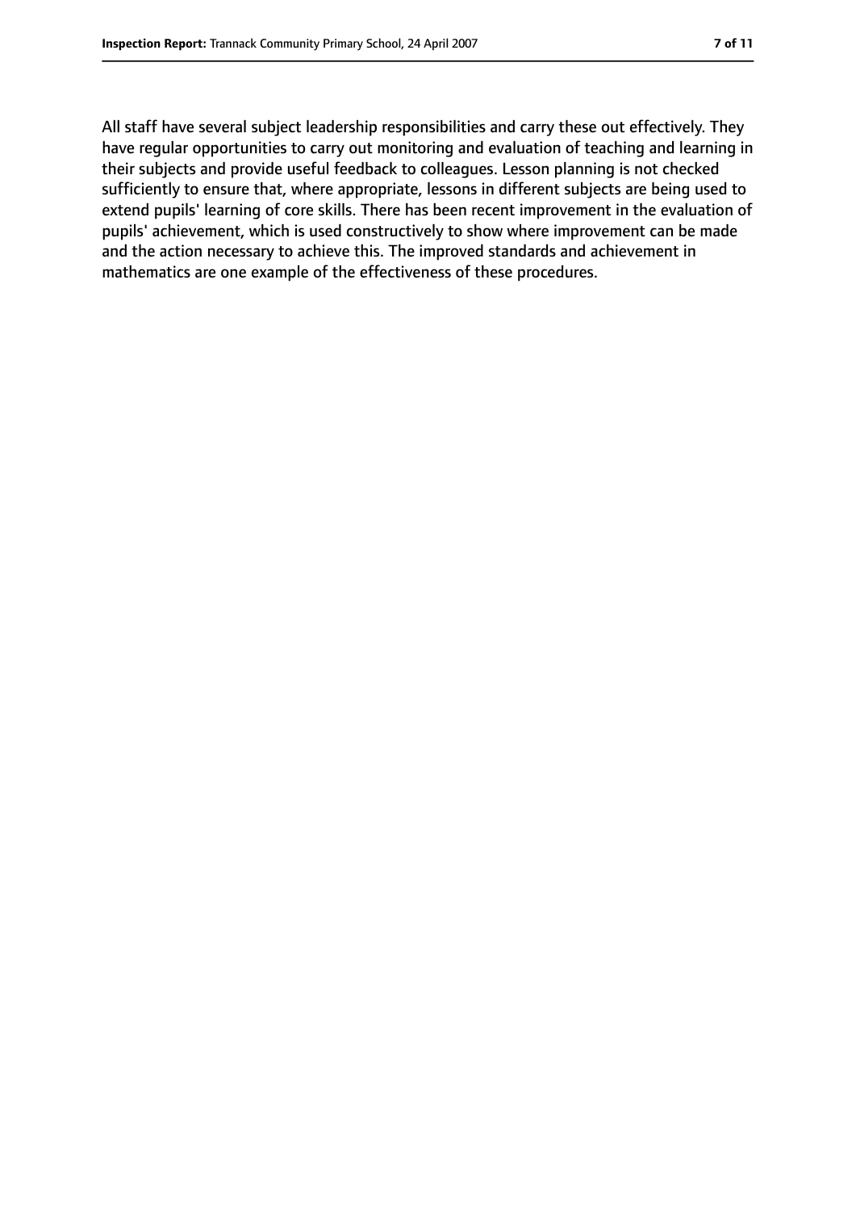All staff have several subject leadership responsibilities and carry these out effectively. They have regular opportunities to carry out monitoring and evaluation of teaching and learning in their subjects and provide useful feedback to colleagues. Lesson planning is not checked sufficiently to ensure that, where appropriate, lessons in different subjects are being used to extend pupils' learning of core skills. There has been recent improvement in the evaluation of pupils' achievement, which is used constructively to show where improvement can be made and the action necessary to achieve this. The improved standards and achievement in mathematics are one example of the effectiveness of these procedures.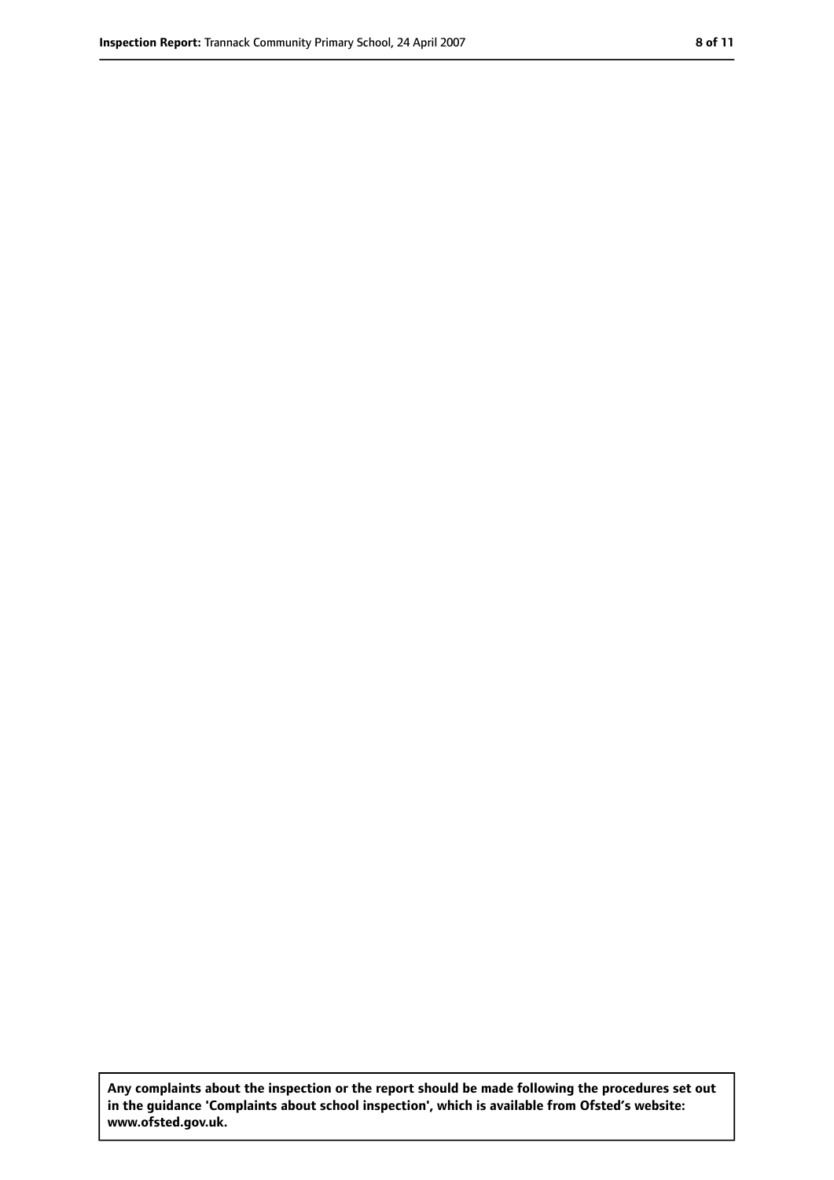**Any complaints about the inspection or the report should be made following the procedures set out in the guidance 'Complaints about school inspection', which is available from Ofsted's website: www.ofsted.gov.uk.**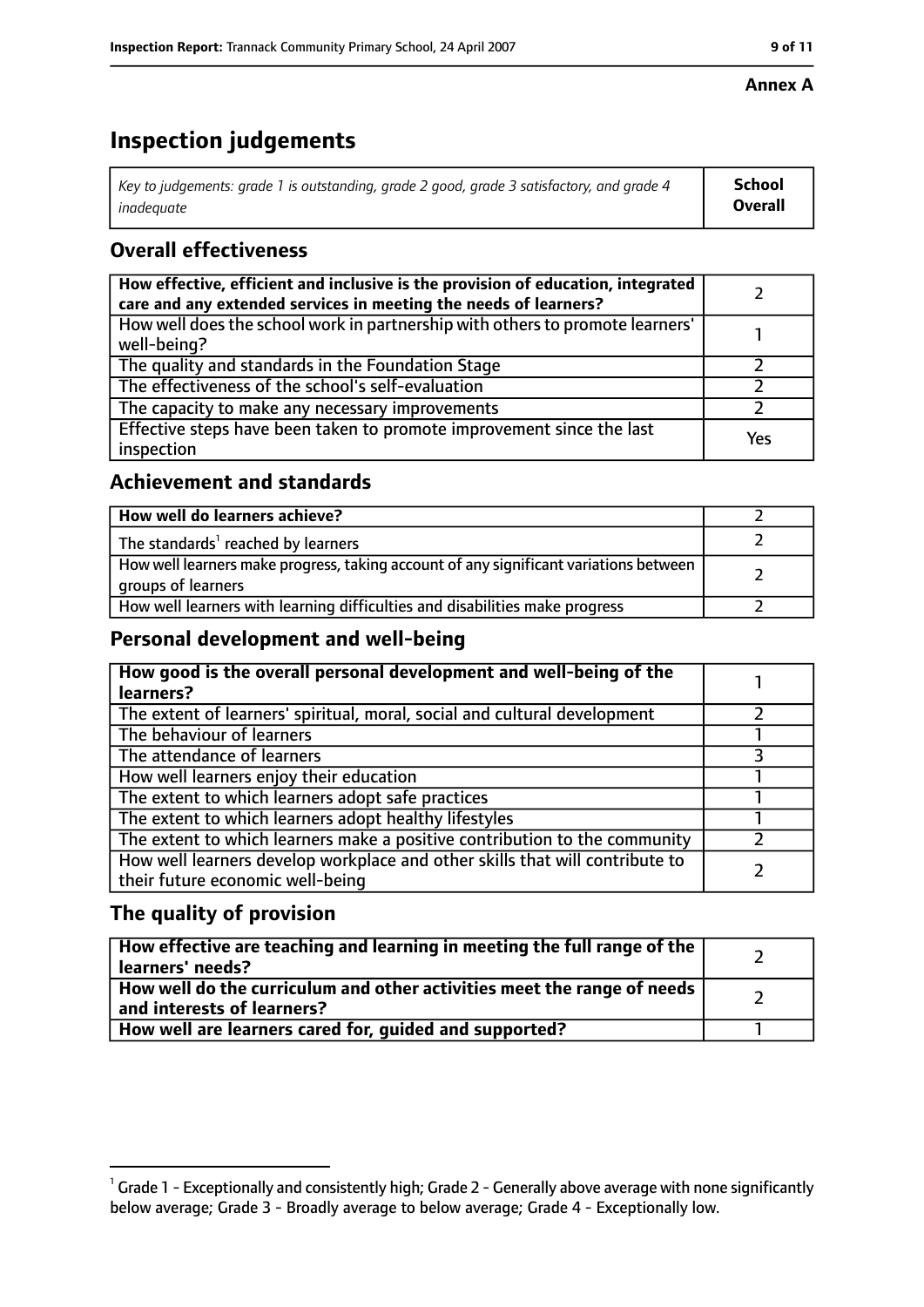**Annex A**

# Inspection judgements

| *Key to judgements: grade 1 is outstanding, grade 2 good, grade 3 satisfactory, and grade 4 inadequate* | **School Overall** |
|---|---|

## Overall effectiveness

| | |
|---|---|
| **How effective, efficient and inclusive is the provision of education, integrated care and any extended services in meeting the needs of learners?** | 2 |
| How well does the school work in partnership with others to promote learners' well-being? | 1 |
| The quality and standards in the Foundation Stage | 2 |
| The effectiveness of the school's self-evaluation | 2 |
| The capacity to make any necessary improvements | 2 |
| Effective steps have been taken to promote improvement since the last inspection | Yes |

## Achievement and standards

| | |
|---|---|
| **How well do learners achieve?** | 2 |
| The standards[1] reached by learners | 2 |
| How well learners make progress, taking account of any significant variations between groups of learners | 2 |
| How well learners with learning difficulties and disabilities make progress | 2 |

## Personal development and well-being

| | |
|---|---|
| **How good is the overall personal development and well-being of the learners?** | 1 |
| The extent of learners' spiritual, moral, social and cultural development | 2 |
| The behaviour of learners | 1 |
| The attendance of learners | 3 |
| How well learners enjoy their education | 1 |
| The extent to which learners adopt safe practices | 1 |
| The extent to which learners adopt healthy lifestyles | 1 |
| The extent to which learners make a positive contribution to the community | 2 |
| How well learners develop workplace and other skills that will contribute to their future economic well-being | 2 |

## The quality of provision

| | |
|---|---|
| **How effective are teaching and learning in meeting the full range of the learners' needs?** | 2 |
| **How well do the curriculum and other activities meet the range of needs and interests of learners?** | 2 |
| **How well are learners cared for, guided and supported?** | 1 |

[1] Grade 1 - Exceptionally and consistently high; Grade 2 - Generally above average with none significantly below average; Grade 3 - Broadly average to below average; Grade 4 - Exceptionally low.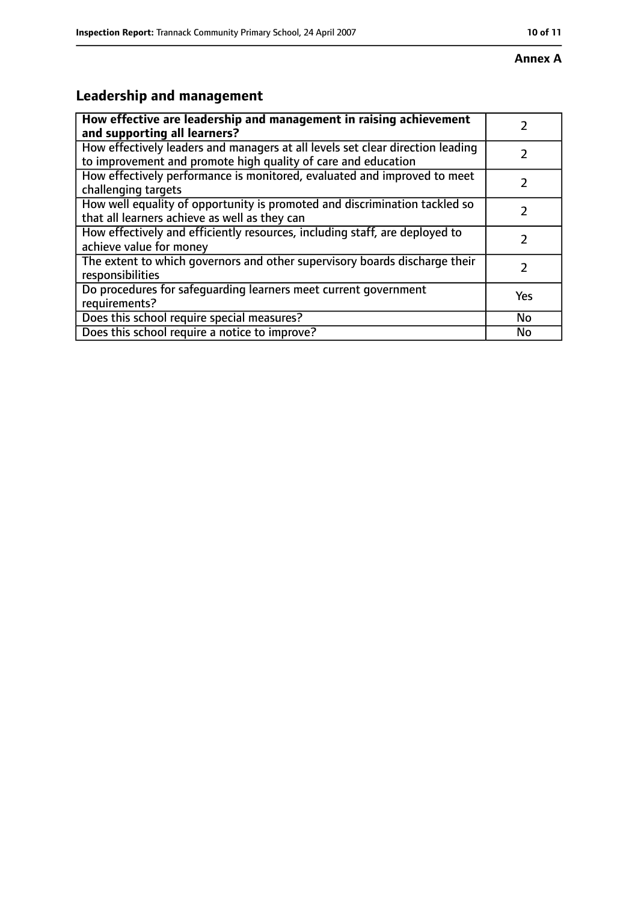**Annex A**

## Leadership and management

| **How effective are leadership and management in raising achievement and supporting all learners?** | 2 |
|---|---|
| How effectively leaders and managers at all levels set clear direction leading to improvement and promote high quality of care and education | 2 |
| How effectively performance is monitored, evaluated and improved to meet challenging targets | 2 |
| How well equality of opportunity is promoted and discrimination tackled so that all learners achieve as well as they can | 2 |
| How effectively and efficiently resources, including staff, are deployed to achieve value for money | 2 |
| The extent to which governors and other supervisory boards discharge their responsibilities | 2 |
| Do procedures for safeguarding learners meet current government requirements? | Yes |
| Does this school require special measures? | No |
| Does this school require a notice to improve? | No |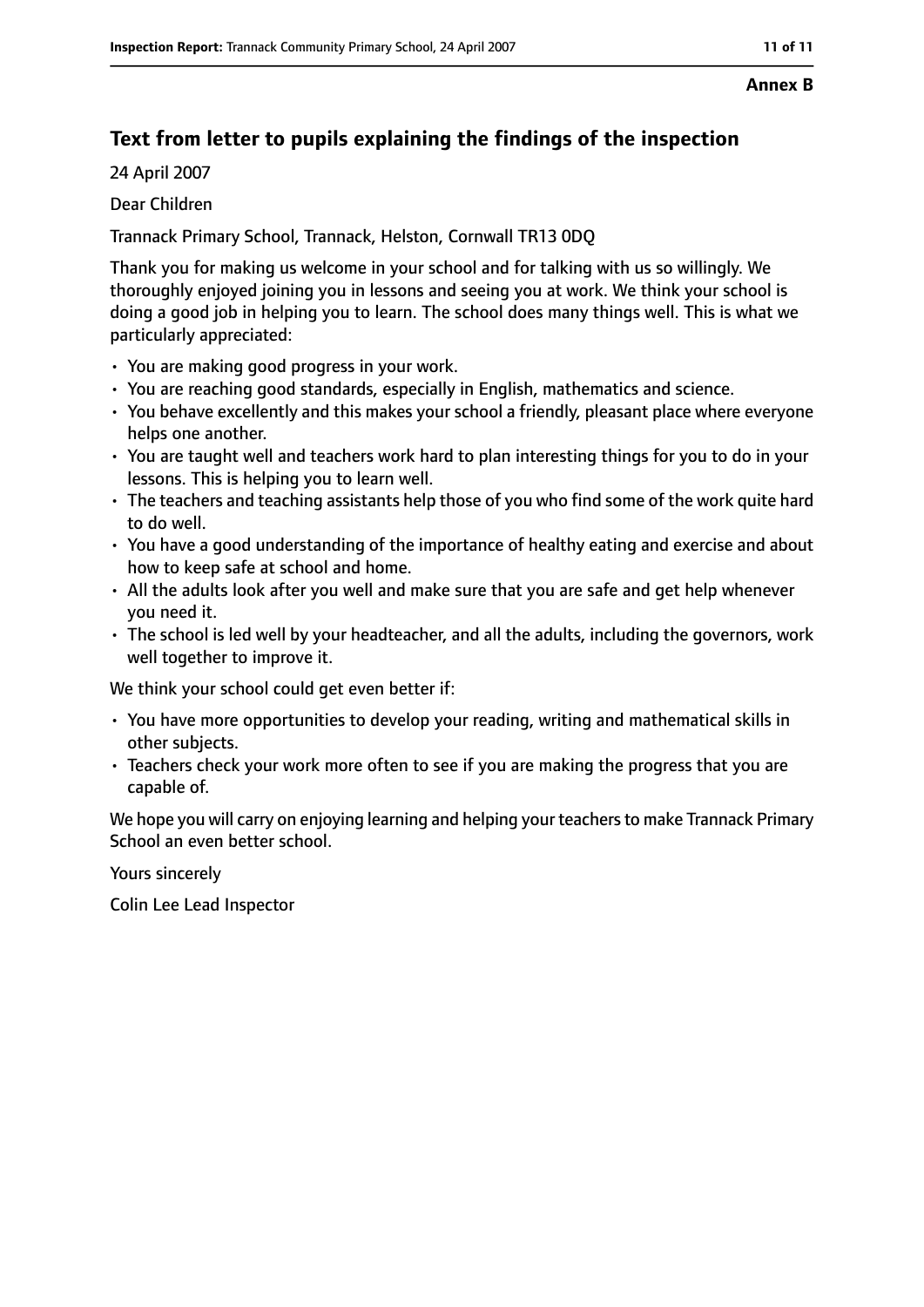Annex B

## Text from letter to pupils explaining the findings of the inspection

24 April 2007

Dear Children

Trannack Primary School, Trannack, Helston, Cornwall TR13 0DQ

Thank you for making us welcome in your school and for talking with us so willingly. We thoroughly enjoyed joining you in lessons and seeing you at work. We think your school is doing a good job in helping you to learn. The school does many things well. This is what we particularly appreciated:

- You are making good progress in your work.
- You are reaching good standards, especially in English, mathematics and science.
- You behave excellently and this makes your school a friendly, pleasant place where everyone helps one another.
- You are taught well and teachers work hard to plan interesting things for you to do in your lessons. This is helping you to learn well.
- The teachers and teaching assistants help those of you who find some of the work quite hard to do well.
- You have a good understanding of the importance of healthy eating and exercise and about how to keep safe at school and home.
- All the adults look after you well and make sure that you are safe and get help whenever you need it.
- The school is led well by your headteacher, and all the adults, including the governors, work well together to improve it.

We think your school could get even better if:

- You have more opportunities to develop your reading, writing and mathematical skills in other subjects.
- Teachers check your work more often to see if you are making the progress that you are capable of.

We hope you will carry on enjoying learning and helping your teachers to make Trannack Primary School an even better school.

Yours sincerely

Colin Lee Lead Inspector